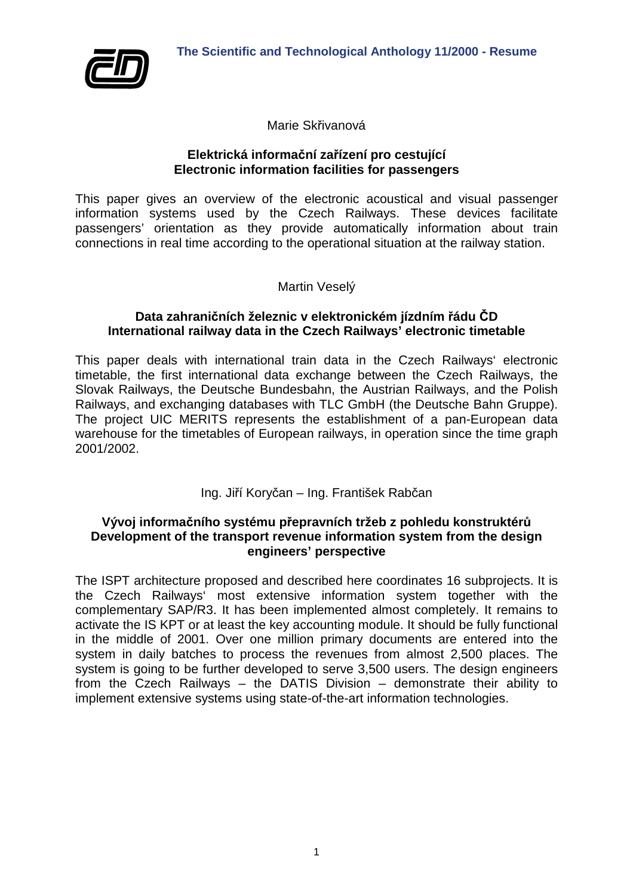# The Scientific and Technological Anthology 11/2000 - Resume

Marie Skřivanová

**Elektrická informační zařízení pro cestující**
**Electronic information facilities for passengers**

This paper gives an overview of the electronic acoustical and visual passenger information systems used by the Czech Railways. These devices facilitate passengers' orientation as they provide automatically information about train connections in real time according to the operational situation at the railway station.

Martin Veselý

**Data zahraničních železnic v elektronickém jízdním řádu ČD**
**International railway data in the Czech Railways' electronic timetable**

This paper deals with international train data in the Czech Railways' electronic timetable, the first international data exchange between the Czech Railways, the Slovak Railways, the Deutsche Bundesbahn, the Austrian Railways, and the Polish Railways, and exchanging databases with TLC GmbH (the Deutsche Bahn Gruppe). The project UIC MERITS represents the establishment of a pan-European data warehouse for the timetables of European railways, in operation since the time graph 2001/2002.

Ing. Jiří Koryčan – Ing. František Rabčan

**Vývoj informačního systému přepravních tržeb z pohledu konstruktérů**
**Development of the transport revenue information system from the design engineers' perspective**

The ISPT architecture proposed and described here coordinates 16 subprojects. It is the Czech Railways' most extensive information system together with the complementary SAP/R3. It has been implemented almost completely. It remains to activate the IS KPT or at least the key accounting module. It should be fully functional in the middle of 2001. Over one million primary documents are entered into the system in daily batches to process the revenues from almost 2,500 places. The system is going to be further developed to serve 3,500 users. The design engineers from the Czech Railways – the DATIS Division – demonstrate their ability to implement extensive systems using state-of-the-art information technologies.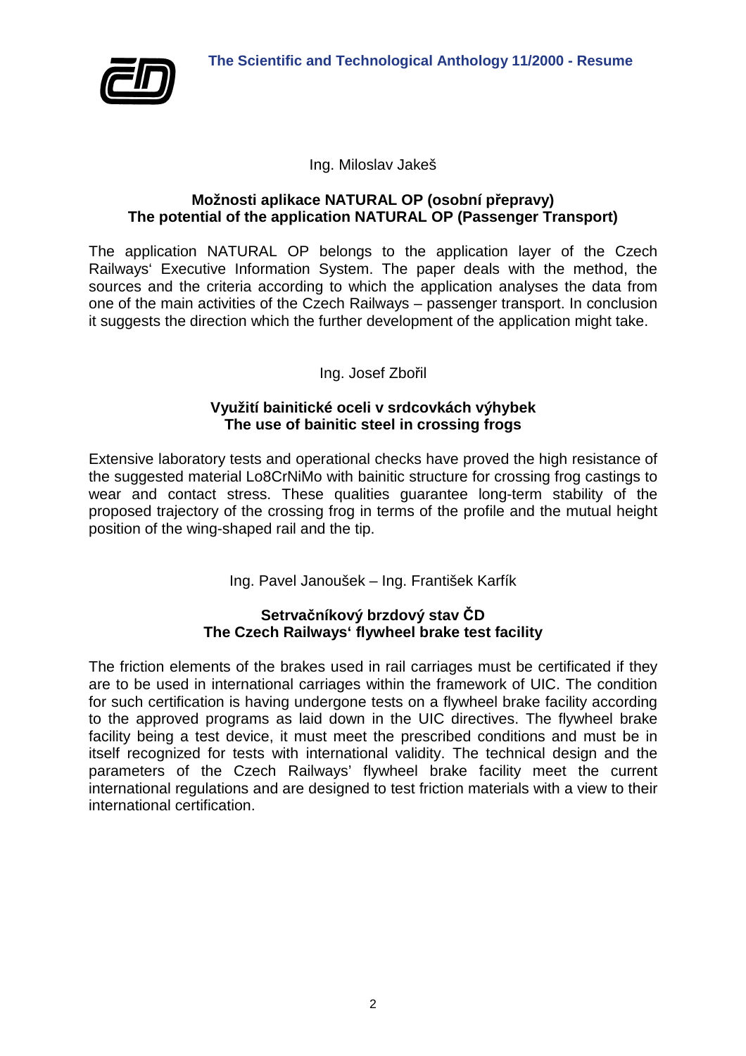Ing. Miloslav Jakeš

**Možnosti aplikace NATURAL OP (osobní přepravy)**
**The potential of the application NATURAL OP (Passenger Transport)**

The application NATURAL OP belongs to the application layer of the Czech Railways‘ Executive Information System. The paper deals with the method, the sources and the criteria according to which the application analyses the data from one of the main activities of the Czech Railways – passenger transport. In conclusion it suggests the direction which the further development of the application might take.

Ing. Josef Zbořil

**Využití bainitické oceli v srdcovkách výhybek**
**The use of bainitic steel in crossing frogs**

Extensive laboratory tests and operational checks have proved the high resistance of the suggested material Lo8CrNiMo with bainitic structure for crossing frog castings to wear and contact stress. These qualities guarantee long-term stability of the proposed trajectory of the crossing frog in terms of the profile and the mutual height position of the wing-shaped rail and the tip.

Ing. Pavel Janoušek – Ing. František Karfík

**Setrvačníkový brzdový stav ČD**
**The Czech Railways‘ flywheel brake test facility**

The friction elements of the brakes used in rail carriages must be certificated if they are to be used in international carriages within the framework of UIC. The condition for such certification is having undergone tests on a flywheel brake facility according to the approved programs as laid down in the UIC directives. The flywheel brake facility being a test device, it must meet the prescribed conditions and must be in itself recognized for tests with international validity. The technical design and the parameters of the Czech Railways’ flywheel brake facility meet the current international regulations and are designed to test friction materials with a view to their international certification.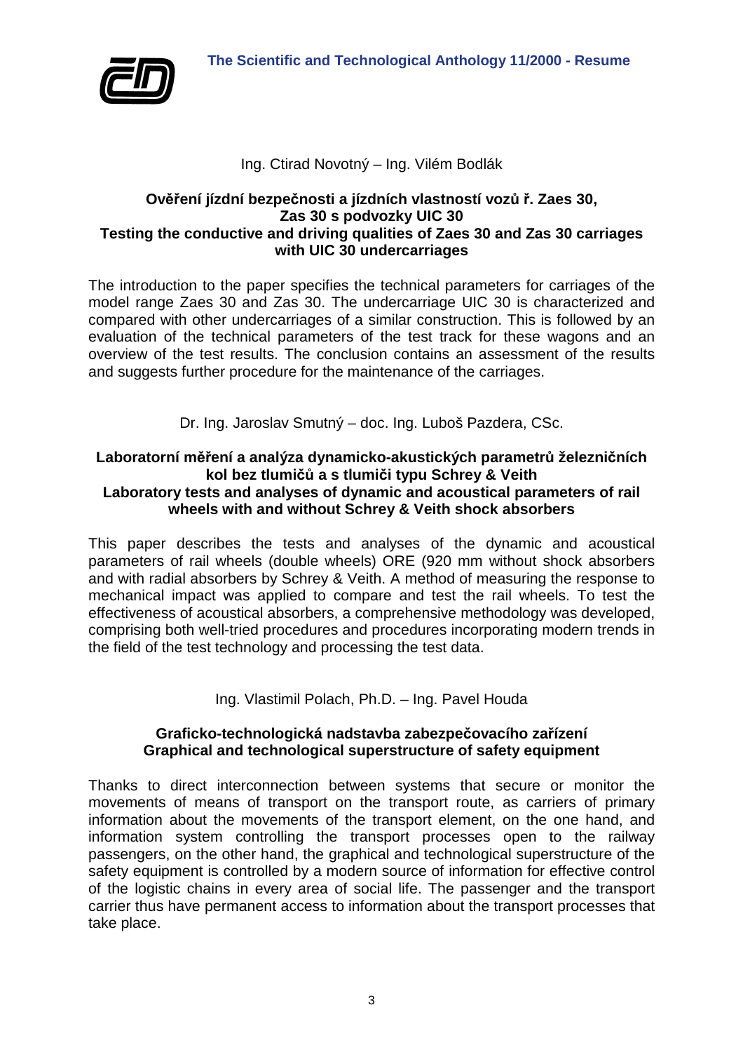Ing. Ctirad Novotný – Ing. Vilém Bodlák

### Ověření jízdní bezpečnosti a jízdních vlastností vozů ř. Zaes 30, Zas 30 s podvozky UIC 30
### Testing the conductive and driving qualities of Zaes 30 and Zas 30 carriages with UIC 30 undercarriages

The introduction to the paper specifies the technical parameters for carriages of the model range Zaes 30 and Zas 30. The undercarriage UIC 30 is characterized and compared with other undercarriages of a similar construction. This is followed by an evaluation of the technical parameters of the test track for these wagons and an overview of the test results. The conclusion contains an assessment of the results and suggests further procedure for the maintenance of the carriages.

Dr. Ing. Jaroslav Smutný – doc. Ing. Luboš Pazdera, CSc.

### Laboratorní měření a analýza dynamicko-akustických parametrů železničních kol bez tlumičů a s tlumiči typu Schrey & Veith
### Laboratory tests and analyses of dynamic and acoustical parameters of rail wheels with and without Schrey & Veith shock absorbers

This paper describes the tests and analyses of the dynamic and acoustical parameters of rail wheels (double wheels) ORE (920 mm without shock absorbers and with radial absorbers by Schrey & Veith. A method of measuring the response to mechanical impact was applied to compare and test the rail wheels. To test the effectiveness of acoustical absorbers, a comprehensive methodology was developed, comprising both well-tried procedures and procedures incorporating modern trends in the field of the test technology and processing the test data.

Ing. Vlastimil Polach, Ph.D. – Ing. Pavel Houda

### Graficko-technologická nadstavba zabezpečovacího zařízení
### Graphical and technological superstructure of safety equipment

Thanks to direct interconnection between systems that secure or monitor the movements of means of transport on the transport route, as carriers of primary information about the movements of the transport element, on the one hand, and information system controlling the transport processes open to the railway passengers, on the other hand, the graphical and technological superstructure of the safety equipment is controlled by a modern source of information for effective control of the logistic chains in every area of social life. The passenger and the transport carrier thus have permanent access to information about the transport processes that take place.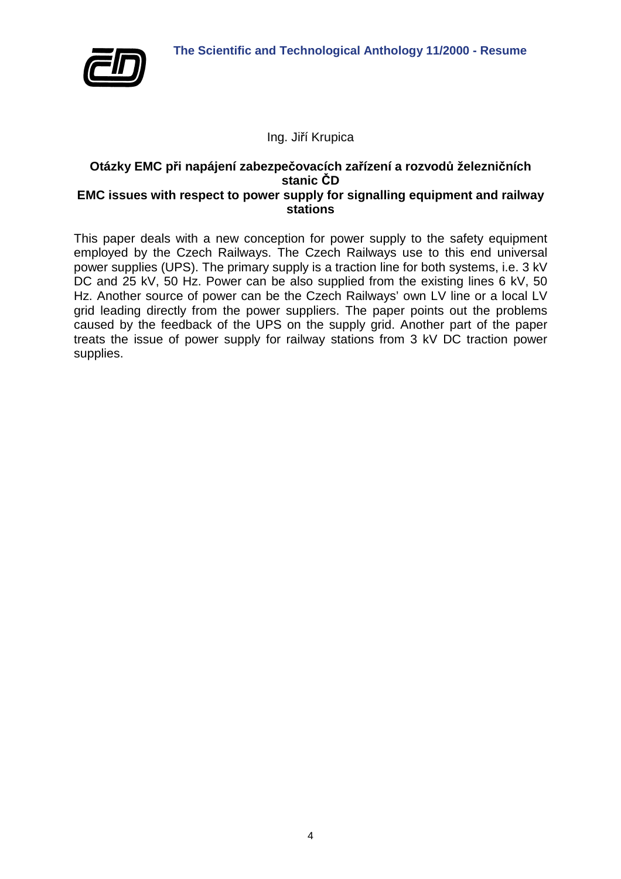Ing. Jiří Krupica

**Otázky EMC při napájení zabezpečovacích zařízení a rozvodů železničních stanic ČD**

**EMC issues with respect to power supply for signalling equipment and railway stations**

This paper deals with a new conception for power supply to the safety equipment employed by the Czech Railways. The Czech Railways use to this end universal power supplies (UPS). The primary supply is a traction line for both systems, i.e. 3 kV DC and 25 kV, 50 Hz. Power can be also supplied from the existing lines 6 kV, 50 Hz. Another source of power can be the Czech Railways' own LV line or a local LV grid leading directly from the power suppliers. The paper points out the problems caused by the feedback of the UPS on the supply grid. Another part of the paper treats the issue of power supply for railway stations from 3 kV DC traction power supplies.